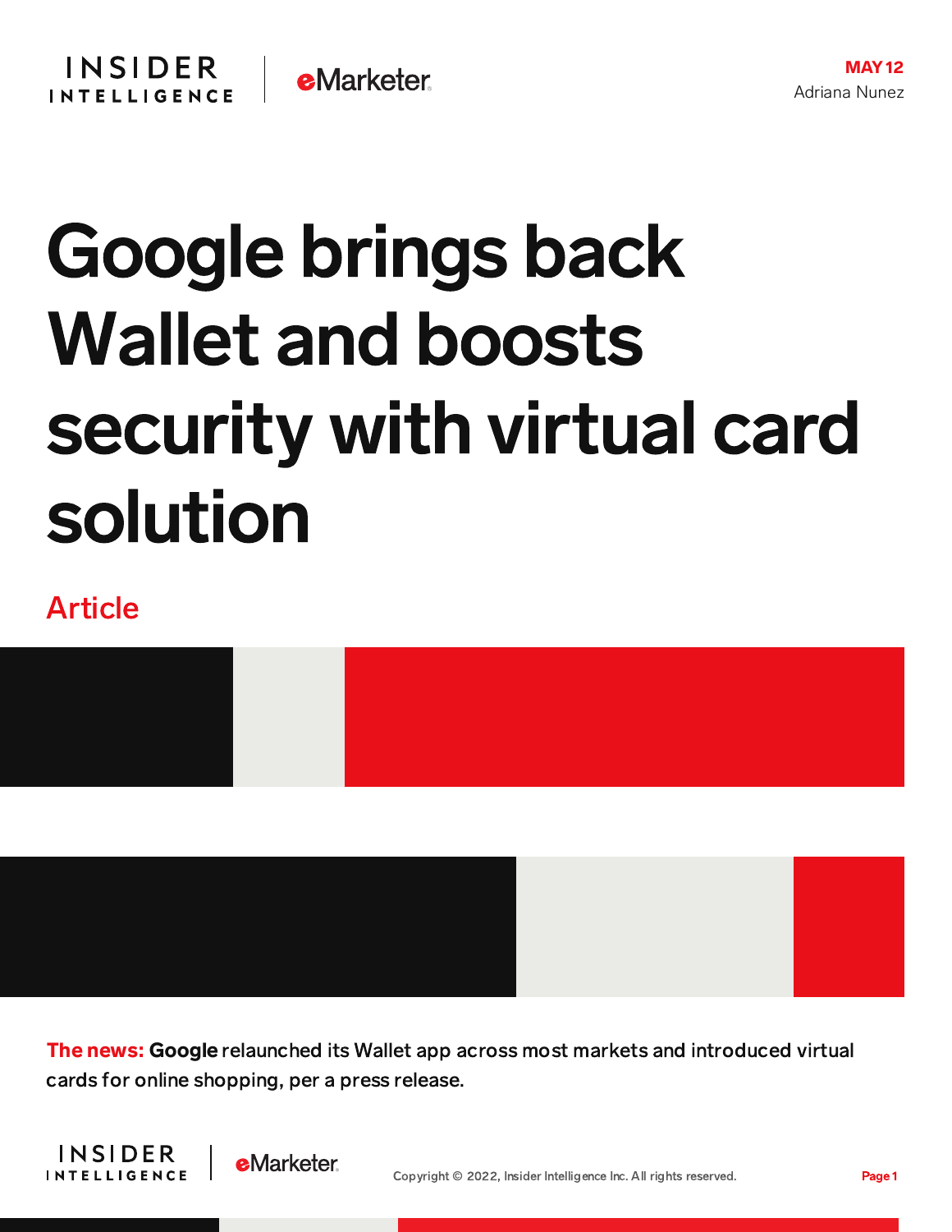MAY 12
Adriana Nunez

# Google brings back Wallet and boosts security with virtual card solution

Article

**The news:** **Google** relaunched its Wallet app across most markets and introduced virtual cards for online shopping, per a press release.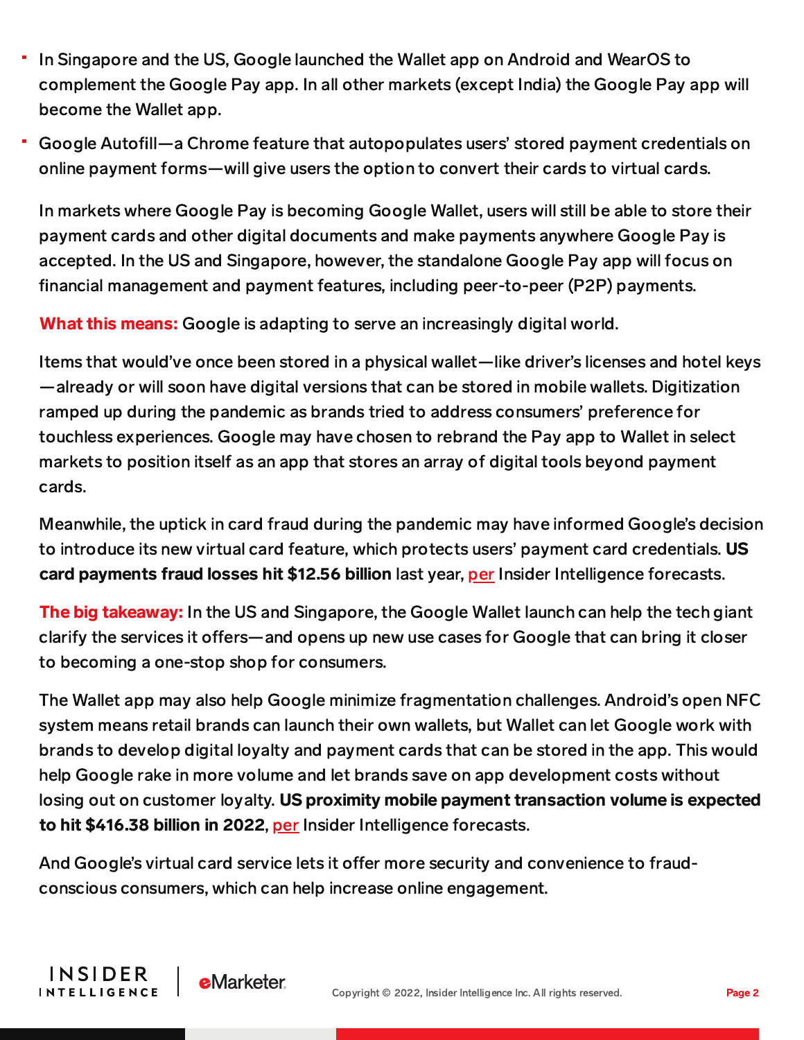- In Singapore and the US, Google launched the Wallet app on Android and WearOS to complement the Google Pay app. In all other markets (except India) the Google Pay app will become the Wallet app.
- Google Autofill—a Chrome feature that autopopulates users' stored payment credentials on online payment forms—will give users the option to convert their cards to virtual cards.

In markets where Google Pay is becoming Google Wallet, users will still be able to store their payment cards and other digital documents and make payments anywhere Google Pay is accepted. In the US and Singapore, however, the standalone Google Pay app will focus on financial management and payment features, including peer-to-peer (P2P) payments.

**What this means:** Google is adapting to serve an increasingly digital world.

Items that would've once been stored in a physical wallet—like driver's licenses and hotel keys—already or will soon have digital versions that can be stored in mobile wallets. Digitization ramped up during the pandemic as brands tried to address consumers' preference for touchless experiences. Google may have chosen to rebrand the Pay app to Wallet in select markets to position itself as an app that stores an array of digital tools beyond payment cards.

Meanwhile, the uptick in card fraud during the pandemic may have informed Google's decision to introduce its new virtual card feature, which protects users' payment card credentials. **US card payments fraud losses hit $12.56 billion** last year, per Insider Intelligence forecasts.

**The big takeaway:** In the US and Singapore, the Google Wallet launch can help the tech giant clarify the services it offers—and opens up new use cases for Google that can bring it closer to becoming a one-stop shop for consumers.

The Wallet app may also help Google minimize fragmentation challenges. Android's open NFC system means retail brands can launch their own wallets, but Wallet can let Google work with brands to develop digital loyalty and payment cards that can be stored in the app. This would help Google rake in more volume and let brands save on app development costs without losing out on customer loyalty. **US proximity mobile payment transaction volume is expected to hit $416.38 billion in 2022**, per Insider Intelligence forecasts.

And Google's virtual card service lets it offer more security and convenience to fraud-conscious consumers, which can help increase online engagement.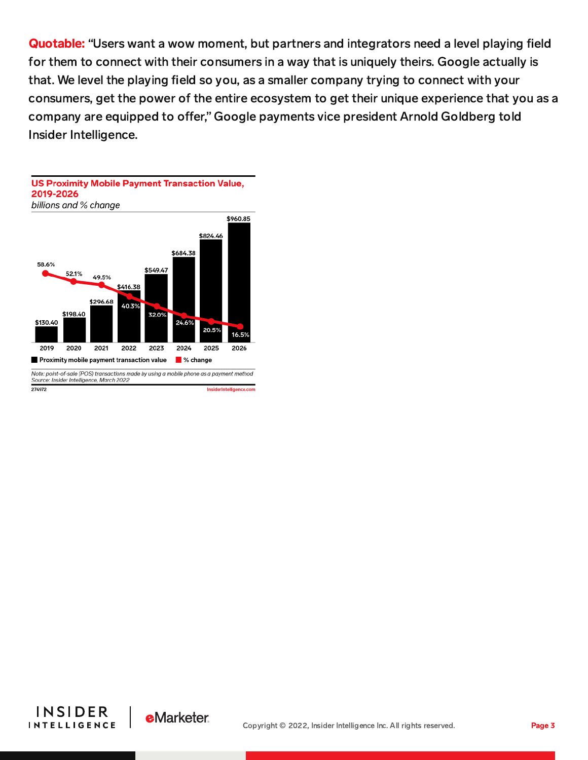**Quotable:** "Users want a wow moment, but partners and integrators need a level playing field for them to connect with their consumers in a way that is uniquely theirs. Google actually is that. We level the playing field so you, as a smaller company trying to connect with your consumers, get the power of the entire ecosystem to get their unique experience that you as a company are equipped to offer," Google payments vice president Arnold Goldberg told Insider Intelligence.

**US Proximity Mobile Payment Transaction Value, 2019-2026**

*billions and % change*

$130.40
$198.40
$296.68
$416.38
$549.47
$684.38
$824.46
$960.85

58.6%
52.1%
49.5%
40.3%
32.0%
24.6%
20.5%
16.5%

2019
2020
2021
2022
2023
2024
2025
2026

Proximity mobile payment transaction value
% change

*Note: point-of-sale (POS) transactions made by using a mobile phone as a payment method*
*Source: Insider Intelligence, March 2022*

274972

InsiderIntelligence.com